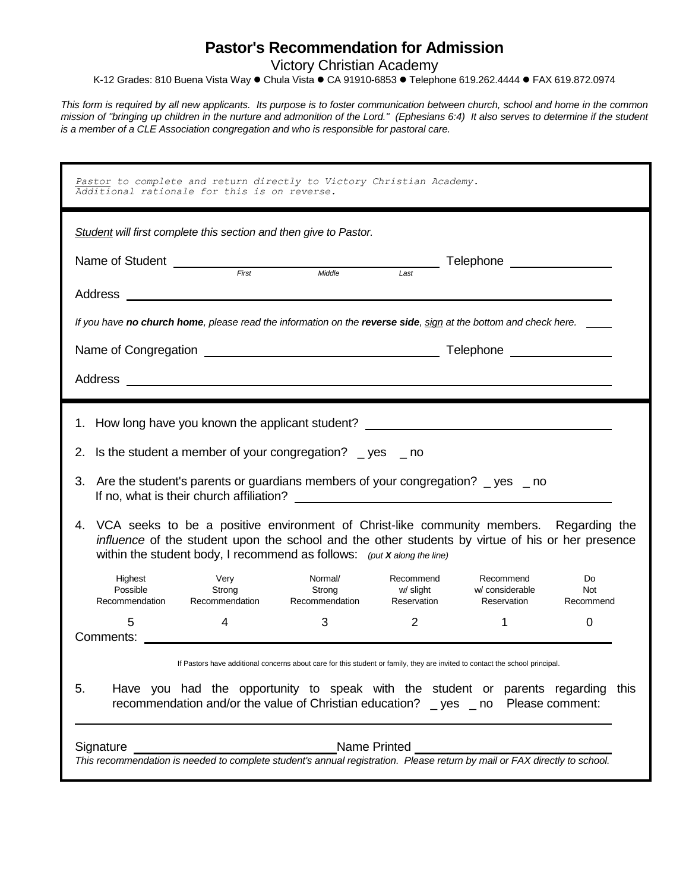# Pastor's Recommendation for Admission

Victory Christian Academy

K-12 Grades: 810 Buena Vista Way ● Chula Vista ● CA 91910-6853 ● Telephone 619.262.4444 ● FAX 619.872.0974

*This form is required by all new applicants. Its purpose is to foster communication between church, school and home in the common mission of "bringing up children in the nurture and admonition of the Lord." (Ephesians 6:4) It also serves to determine if the student is a member of a CLE Association congregation and who is responsible for pastoral care.*

*Pastor to complete and return directly to Victory Christian Academy. Additional rationale for this is on reverse.*

*Student will first complete this section and then give to Pastor.*

Name of Student ______________________________ Telephone ______________

First Middle Last

Address ______________________________________________

*If you have **no church home**, please read the information on the **reverse side**, sign at the bottom and check here.* ____

Name of Congregation ______________________________ Telephone ______________

Address ______________________________________________

1. How long have you known the applicant student? ______________________________

2. Is the student a member of your congregation? _ yes _ no

3. Are the student's parents or guardians members of your congregation? _ yes _ no
   If no, what is their church affiliation? ______________________________

4. VCA seeks to be a positive environment of Christ-like community members. Regarding the *influence* of the student upon the school and the other students by virtue of his or her presence within the student body, I recommend as follows: *(put **X** along the line)*

| Highest Possible Recommendation | Very Strong Recommendation | Normal/ Strong Recommendation | Recommend w/ slight Reservation | Recommend w/ considerable Reservation | Do Not Recommend |
|---|---|---|---|---|---|
| 5 | 4 | 3 | 2 | 1 | 0 |

Comments: ______________________________________________

If Pastors have additional concerns about care for this student or family, they are invited to contact the school principal.

5. Have you had the opportunity to speak with the student or parents regarding this recommendation and/or the value of Christian education? _ yes _ no Please comment:

______________________________________________

Signature ______________________________ Name Printed ______________________________

*This recommendation is needed to complete student's annual registration. Please return by mail or FAX directly to school.*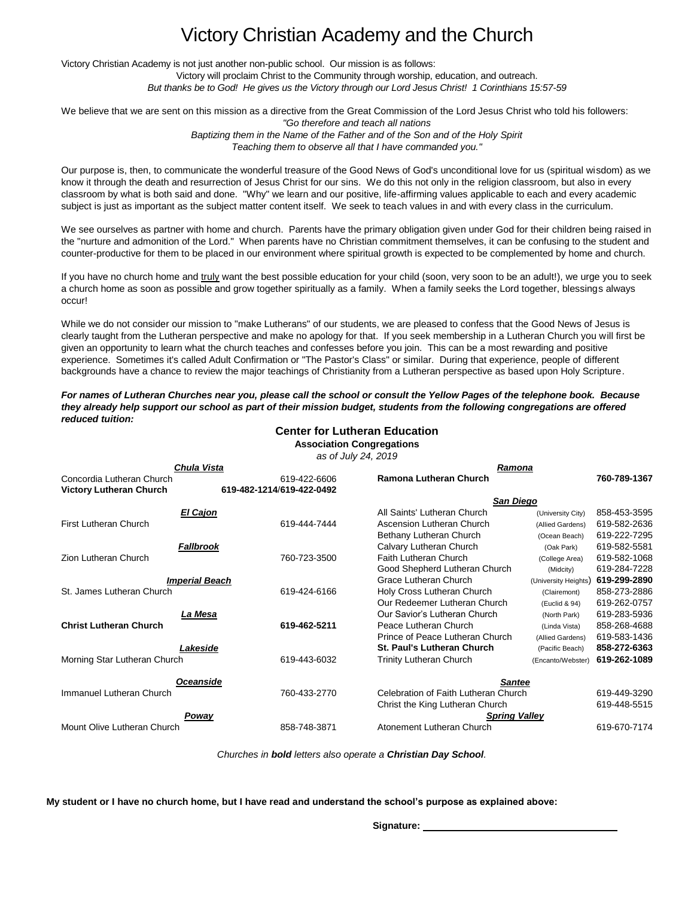# Victory Christian Academy and the Church

Victory Christian Academy is not just another non-public school. Our mission is as follows:

Victory will proclaim Christ to the Community through worship, education, and outreach.

*But thanks be to God! He gives us the Victory through our Lord Jesus Christ! 1 Corinthians 15:57-59*

We believe that we are sent on this mission as a directive from the Great Commission of the Lord Jesus Christ who told his followers:

*"Go therefore and teach all nations*
*Baptizing them in the Name of the Father and of the Son and of the Holy Spirit*
*Teaching them to observe all that I have commanded you."*

Our purpose is, then, to communicate the wonderful treasure of the Good News of God's unconditional love for us (spiritual wisdom) as we know it through the death and resurrection of Jesus Christ for our sins. We do this not only in the religion classroom, but also in every classroom by what is both said and done. "Why" we learn and our positive, life-affirming values applicable to each and every academic subject is just as important as the subject matter content itself. We seek to teach values in and with every class in the curriculum.

We see ourselves as partner with home and church. Parents have the primary obligation given under God for their children being raised in the "nurture and admonition of the Lord." When parents have no Christian commitment themselves, it can be confusing to the student and counter-productive for them to be placed in our environment where spiritual growth is expected to be complemented by home and church.

If you have no church home and truly want the best possible education for your child (soon, very soon to be an adult!), we urge you to seek a church home as soon as possible and grow together spiritually as a family. When a family seeks the Lord together, blessings always occur!

While we do not consider our mission to "make Lutherans" of our students, we are pleased to confess that the Good News of Jesus is clearly taught from the Lutheran perspective and make no apology for that. If you seek membership in a Lutheran Church you will first be given an opportunity to learn what the church teaches and confesses before you join. This can be a most rewarding and positive experience. Sometimes it's called Adult Confirmation or "The Pastor's Class" or similar. During that experience, people of different backgrounds have a chance to review the major teachings of Christianity from a Lutheran perspective as based upon Holy Scripture.

***For names of Lutheran Churches near you, please call the school or consult the Yellow Pages of the telephone book. Because they already help support our school as part of their mission budget, students from the following congregations are offered reduced tuition:***

## Center for Lutheran Education

**Association Congregations**

*as of July 24, 2019*

***Chula Vista***

| | |
|---|---|
| Concordia Lutheran Church | 619-422-6606 |
| **Victory Lutheran Church** | **619-482-1214/619-422-0492** |

***El Cajon***

| | |
|---|---|
| First Lutheran Church | 619-444-7444 |

***Fallbrook***

| | |
|---|---|
| Zion Lutheran Church | 760-723-3500 |

***Imperial Beach***

| | |
|---|---|
| St. James Lutheran Church | 619-424-6166 |

***La Mesa***

| | |
|---|---|
| **Christ Lutheran Church** | **619-462-5211** |

***Lakeside***

| | |
|---|---|
| Morning Star Lutheran Church | 619-443-6032 |

***Oceanside***

| | |
|---|---|
| Immanuel Lutheran Church | 760-433-2770 |

***Poway***

| | |
|---|---|
| Mount Olive Lutheran Church | 858-748-3871 |

***Ramona***

| | |
|---|---|
| **Ramona Lutheran Church** | **760-789-1367** |

***San Diego***

| | | |
|---|---|---|
| All Saints' Lutheran Church | (University City) | 858-453-3595 |
| Ascension Lutheran Church | (Allied Gardens) | 619-582-2636 |
| Bethany Lutheran Church | (Ocean Beach) | 619-222-7295 |
| Calvary Lutheran Church | (Oak Park) | 619-582-5581 |
| Faith Lutheran Church | (College Area) | 619-582-1068 |
| Good Shepherd Lutheran Church | (Midcity) | 619-284-7228 |
| Grace Lutheran Church | (University Heights) | **619-299-2890** |
| Holy Cross Lutheran Church | (Clairemont) | 858-273-2886 |
| Our Redeemer Lutheran Church | (Euclid & 94) | 619-262-0757 |
| Our Savior's Lutheran Church | (North Park) | 619-283-5936 |
| Peace Lutheran Church | (Linda Vista) | 858-268-4688 |
| Prince of Peace Lutheran Church | (Allied Gardens) | 619-583-1436 |
| **St. Paul's Lutheran Church** | (Pacific Beach) | **858-272-6363** |
| Trinity Lutheran Church | (Encanto/Webster) | **619-262-1089** |

***Santee***

| | |
|---|---|
| Celebration of Faith Lutheran Church | 619-449-3290 |
| Christ the King Lutheran Church | 619-448-5515 |

***Spring Valley***

| | |
|---|---|
| Atonement Lutheran Church | 619-670-7174 |

*Churches in **bold** letters also operate a **Christian Day School**.*

**My student or I have no church home, but I have read and understand the school's purpose as explained above:**

**Signature:** ___________________________________